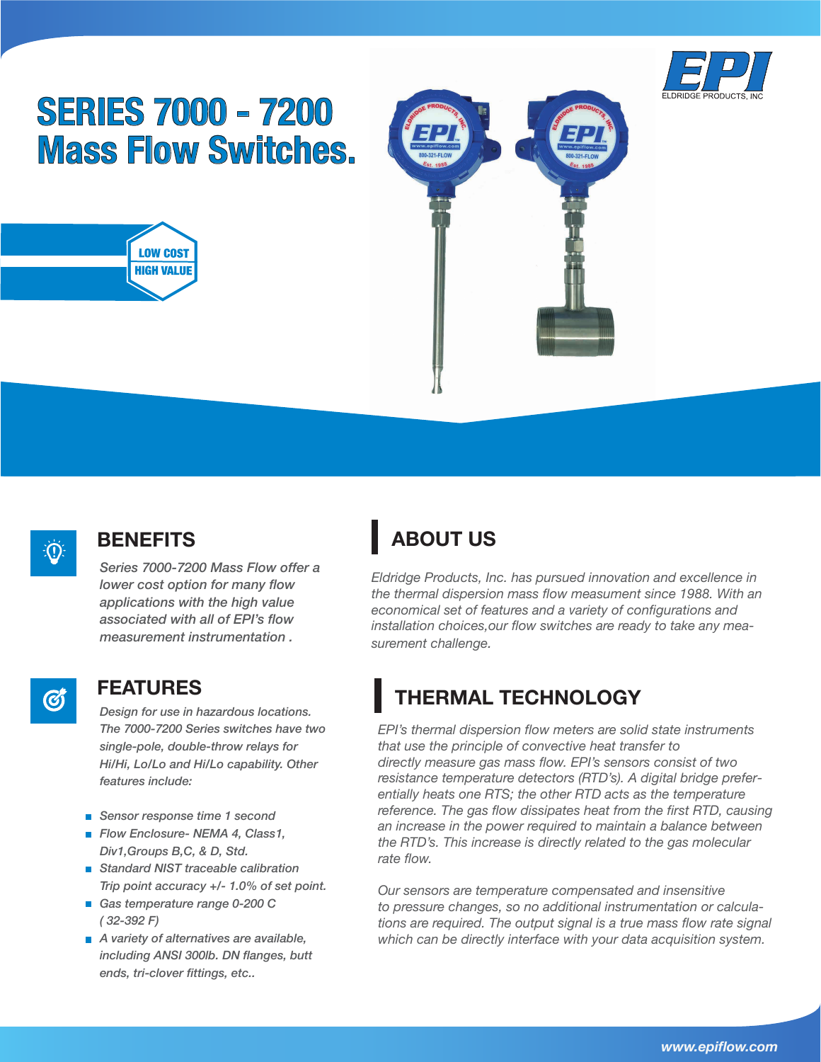# SERIES 7000 - 7200 Mass Flow Switches.

LOW COST
HIGH VALUE

## BENEFITS

*Series 7000-7200 Mass Flow offer a lower cost option for many flow applications with the high value associated with all of EPI's flow measurement instrumentation .*

## FEATURES

*Design for use in hazardous locations. The 7000-7200 Series switches have two single-pole, double-throw relays for Hi/Hi, Lo/Lo and Hi/Lo capability. Other features include:*

- *Sensor response time 1 second*
- *Flow Enclosure- NEMA 4, Class1, Div1,Groups B,C, & D, Std.*
- *Standard NIST traceable calibration Trip point accuracy +/- 1.0% of set point.*
- *Gas temperature range 0-200 C ( 32-392 F)*
- *A variety of alternatives are available, including ANSI 300lb. DN flanges, butt ends, tri-clover fittings, etc..*

## ABOUT US

*Eldridge Products, Inc. has pursued innovation and excellence in the thermal dispersion mass flow measument since 1988. With an economical set of features and a variety of configurations and installation choices,our flow switches are ready to take any measurement challenge.*

## THERMAL TECHNOLOGY

*EPI's thermal dispersion flow meters are solid state instruments that use the principle of convective heat transfer to directly measure gas mass flow. EPI's sensors consist of two resistance temperature detectors (RTD's). A digital bridge preferentially heats one RTS; the other RTD acts as the temperature reference. The gas flow dissipates heat from the first RTD, causing an increase in the power required to maintain a balance between the RTD's. This increase is directly related to the gas molecular rate flow.*

*Our sensors are temperature compensated and insensitive to pressure changes, so no additional instrumentation or calculations are required. The output signal is a true mass flow rate signal which can be directly interface with your data acquisition system.*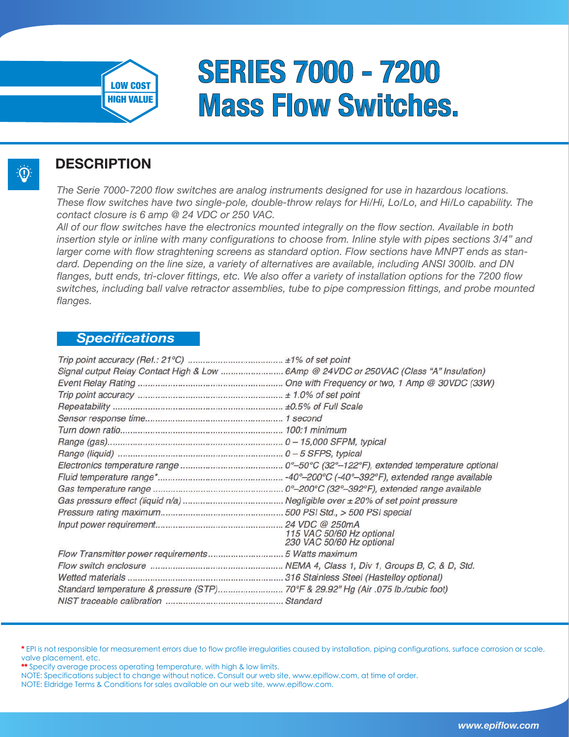LOW COST
HIGH VALUE

# SERIES 7000 - 7200 Mass Flow Switches.

## DESCRIPTION

*The Serie 7000-7200 flow switches are analog instruments designed for use in hazardous locations. These flow switches have two single-pole, double-throw relays for Hi/Hi, Lo/Lo, and Hi/Lo capability. The contact closure is 6 amp @ 24 VDC or 250 VAC.*

*All of our flow switches have the electronics mounted integrally on the flow section. Available in both insertion style or inline with many configurations to choose from. Inline style with pipes sections 3/4" and larger come with flow straghtening screens as standard option. Flow sections have MNPT ends as standard. Depending on the line size, a variety of alternatives are available, including ANSI 300lb. and DN flanges, butt ends, tri-clover fittings, etc. We also offer a variety of installation options for the 7200 flow switches, including ball valve retractor assemblies, tube to pipe compression fittings, and probe mounted flanges.*

### Specifications

| | |
|---|---|
| Trip point accuracy (Ref.: 21°C) | ±1% of set point |
| Signal output Relay Contact High & Low | 6Amp @ 24VDC or 250VAC (Class "A" Insulation) |
| Event Relay Rating | One with Frequency or two, 1 Amp @ 30VDC (33W) |
| Trip point accuracy | ± 1.0% of set point |
| Repeatability | ±0.5% of Full Scale |
| Sensor response time | 1 second |
| Turn down ratio | 100:1 minimum |
| Range (gas) | 0 – 15,000 SFPM, typical |
| Range (liquid) | 0 – 5 SFPS, typical |
| Electronics temperature range | 0°–50°C (32°–122°F), extended temperature optional |
| Fluid temperature range* | -40°–200°C (-40°–392°F), extended range available |
| Gas temperature range | 0°–200°C (32°–392°F), extended range available |
| Gas pressure effect (liquid n/a) | Negligible over ± 20% of set point pressure |
| Pressure rating maximum | 500 PSI Std., > 500 PSI special |
| Input power requirement | 24 VDC @ 250mA<br>115 VAC 50/60 Hz optional<br>230 VAC 50/60 Hz optional |
| Flow Transmitter power requirements | 5 Watts maximum |
| Flow switch enclosure | NEMA 4, Class 1, Div 1, Groups B, C, & D, Std. |
| Wetted materials | 316 Stainless Steel (Hastelloy optional) |
| Standard temperature & pressure (STP) | 70°F & 29.92" Hg (Air .075 lb./cubic foot) |
| NIST traceable calibration | Standard |

\* EPI is not responsible for measurement errors due to flow profile irregularities caused by installation, piping configurations, surface corrosion or scale, valve placement, etc.

\** Specify average process operating temperature, with high & low limits.

NOTE: Specifications subject to change without notice. Consult our web site, www.epiflow.com, at time of order.

NOTE: Eldridge Terms & Conditions for sales available on our web site, www.epiflow.com.

www.epiflow.com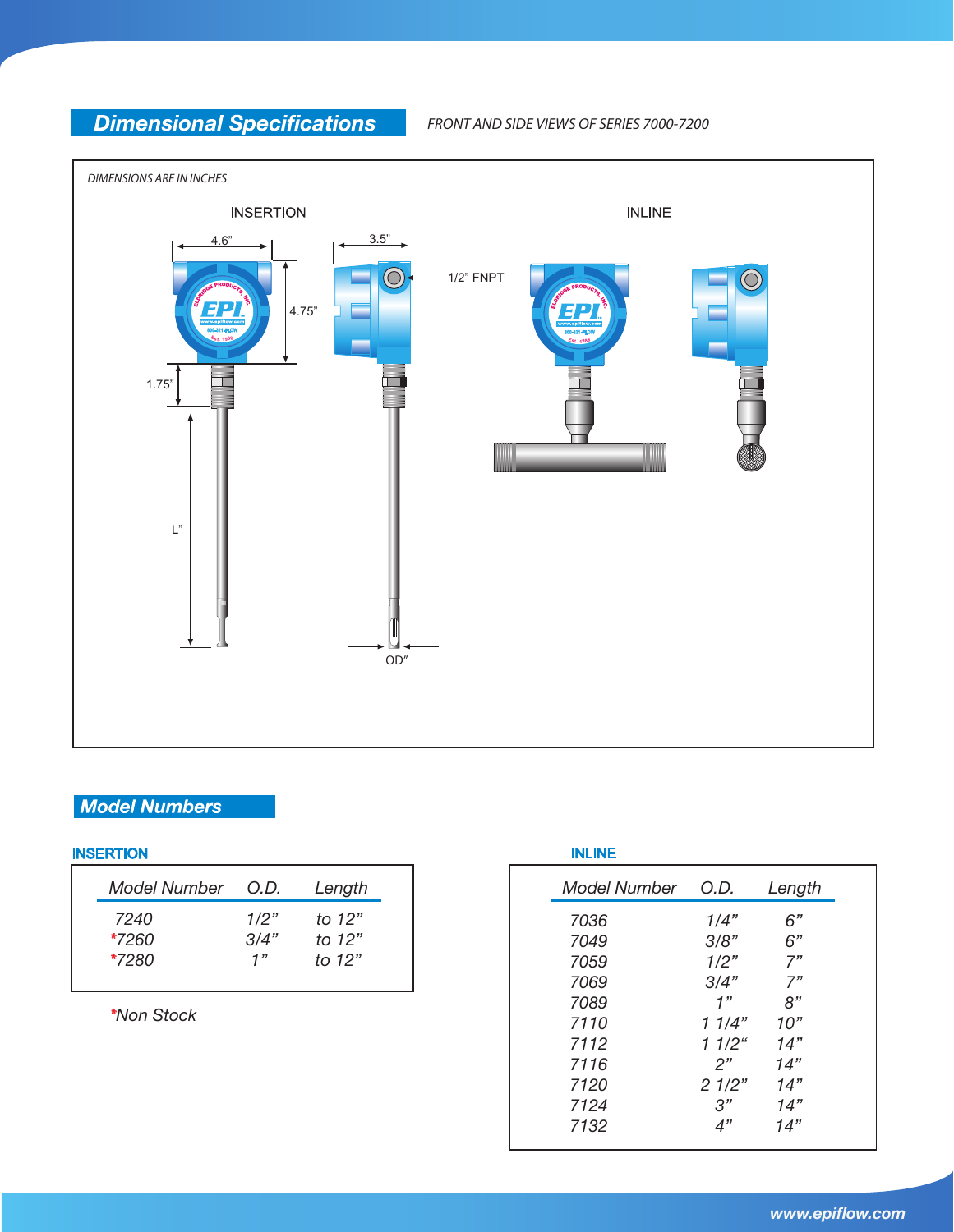## Dimensional Specifications

*FRONT AND SIDE VIEWS OF SERIES 7000-7200*

*DIMENSIONS ARE IN INCHES*

INSERTION

INLINE

4.6”

3.5”

4.75”

1.75”

L”

OD”

1/2” FNPT

## Model Numbers

### INSERTION

| Model Number | O.D. | Length |
|---|---|---|
| 7240 | 1/2” | to 12” |
| *7260 | 3/4” | to 12” |
| *7280 | 1” | to 12” |

*Non Stock

### INLINE

| Model Number | O.D. | Length |
|---|---|---|
| 7036 | 1/4” | 6” |
| 7049 | 3/8” | 6” |
| 7059 | 1/2” | 7” |
| 7069 | 3/4” | 7” |
| 7089 | 1” | 8” |
| 7110 | 1 1/4” | 10” |
| 7112 | 1 1/2“ | 14” |
| 7116 | 2” | 14” |
| 7120 | 2 1/2” | 14” |
| 7124 | 3” | 14” |
| 7132 | 4” | 14” |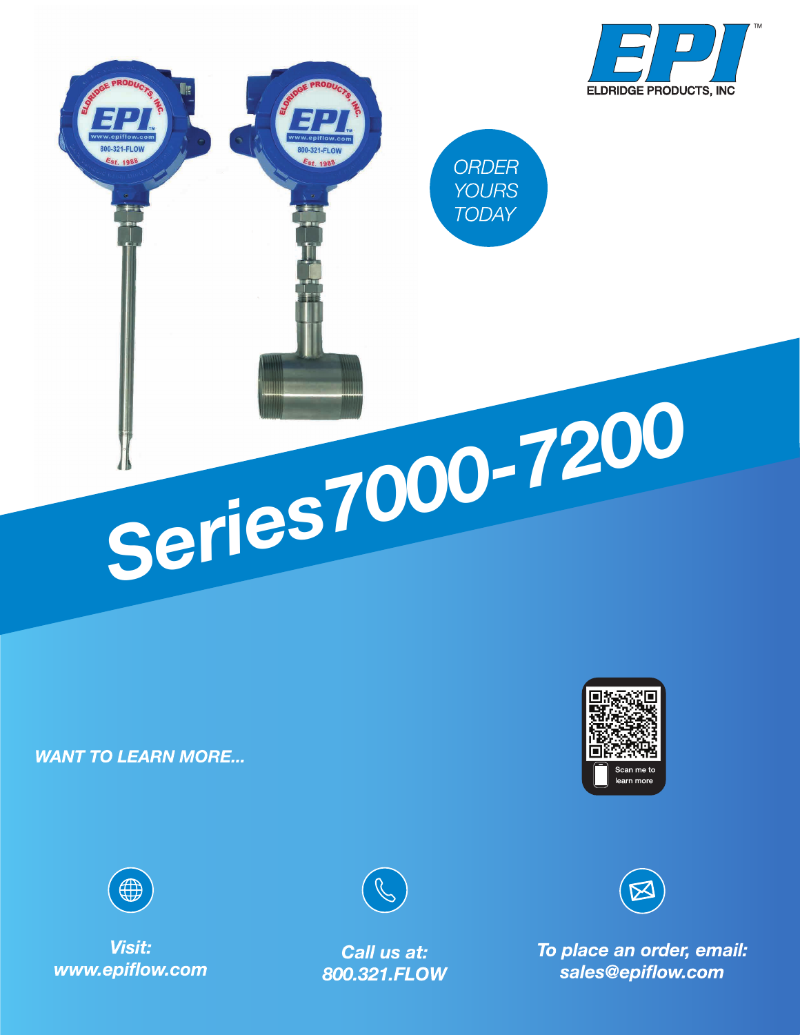EPI™
ELDRIDGE PRODUCTS, INC

ORDER YOURS TODAY

# Series7000-7200

*WANT TO LEARN MORE...*

Scan me to learn more

***Visit:*** ***www.epiflow.com***

***Call us at:*** ***800.321.FLOW***

***To place an order, email:*** ***sales@epiflow.com***